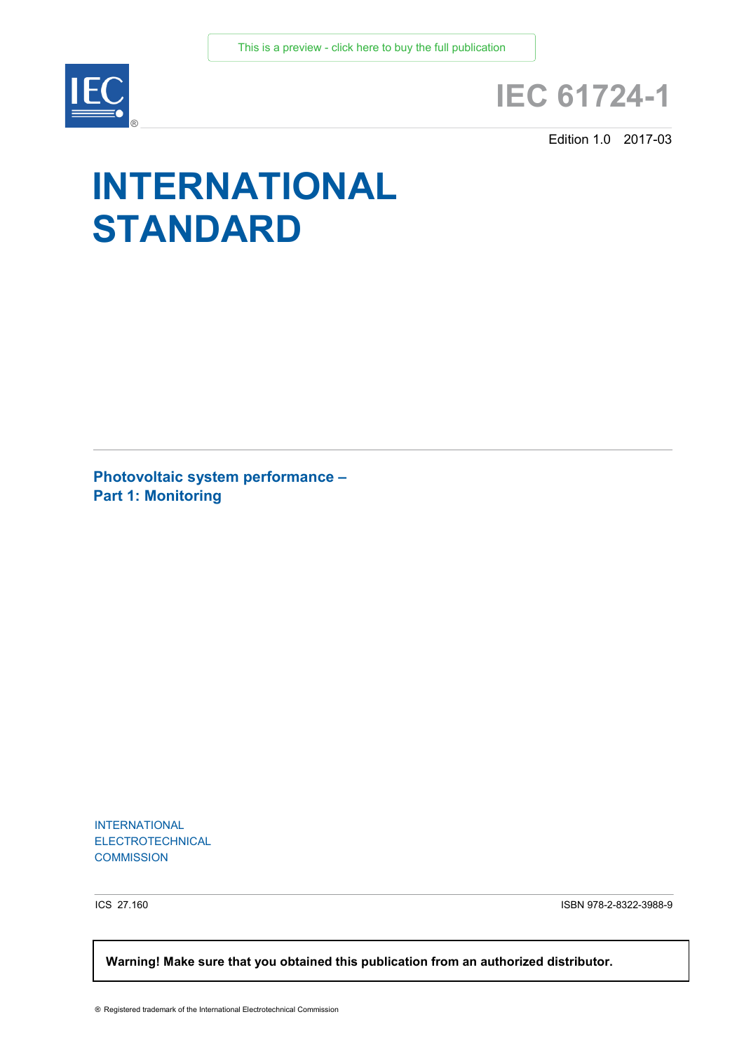This is a preview - click here to buy the full publication

# IEC 61724-1

Edition 1.0 2017-03

# INTERNATIONAL STANDARD

## Photovoltaic system performance –
## Part 1: Monitoring

INTERNATIONAL
ELECTROTECHNICAL
COMMISSION

ICS 27.160

ISBN 978-2-8322-3988-9

**Warning! Make sure that you obtained this publication from an authorized distributor.**

® Registered trademark of the International Electrotechnical Commission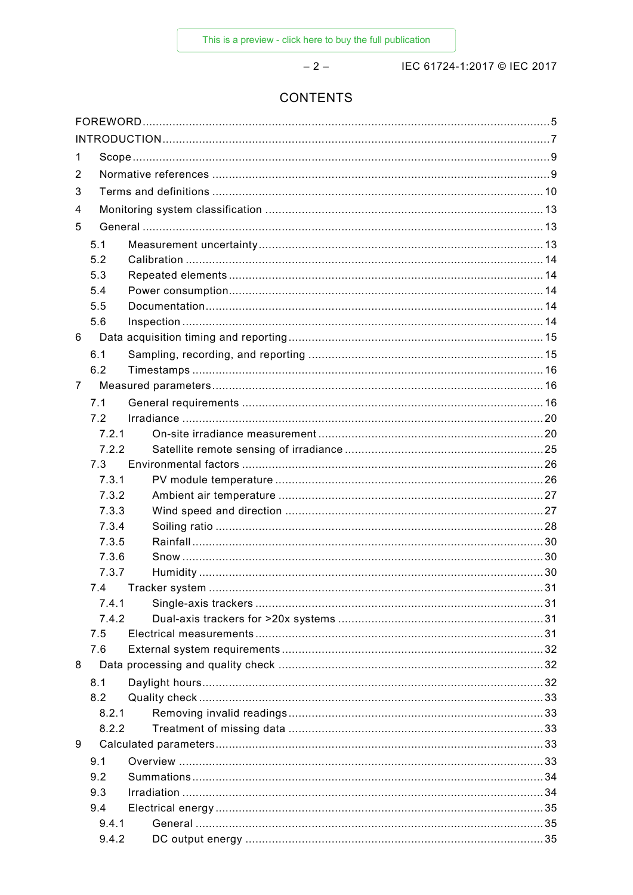# CONTENTS

FOREWORD ... 5
INTRODUCTION ... 7
1 Scope ... 9
2 Normative references ... 9
3 Terms and definitions ... 10
4 Monitoring system classification ... 13
5 General ... 13
  5.1 Measurement uncertainty ... 13
  5.2 Calibration ... 14
  5.3 Repeated elements ... 14
  5.4 Power consumption ... 14
  5.5 Documentation ... 14
  5.6 Inspection ... 14
6 Data acquisition timing and reporting ... 15
  6.1 Sampling, recording, and reporting ... 15
  6.2 Timestamps ... 16
7 Measured parameters ... 16
  7.1 General requirements ... 16
  7.2 Irradiance ... 20
    7.2.1 On-site irradiance measurement ... 20
    7.2.2 Satellite remote sensing of irradiance ... 25
  7.3 Environmental factors ... 26
    7.3.1 PV module temperature ... 26
    7.3.2 Ambient air temperature ... 27
    7.3.3 Wind speed and direction ... 27
    7.3.4 Soiling ratio ... 28
    7.3.5 Rainfall ... 30
    7.3.6 Snow ... 30
    7.3.7 Humidity ... 30
  7.4 Tracker system ... 31
    7.4.1 Single-axis trackers ... 31
    7.4.2 Dual-axis trackers for >20x systems ... 31
  7.5 Electrical measurements ... 31
  7.6 External system requirements ... 32
8 Data processing and quality check ... 32
  8.1 Daylight hours ... 32
  8.2 Quality check ... 33
    8.2.1 Removing invalid readings ... 33
    8.2.2 Treatment of missing data ... 33
9 Calculated parameters ... 33
  9.1 Overview ... 33
  9.2 Summations ... 34
  9.3 Irradiation ... 34
  9.4 Electrical energy ... 35
    9.4.1 General ... 35
    9.4.2 DC output energy ... 35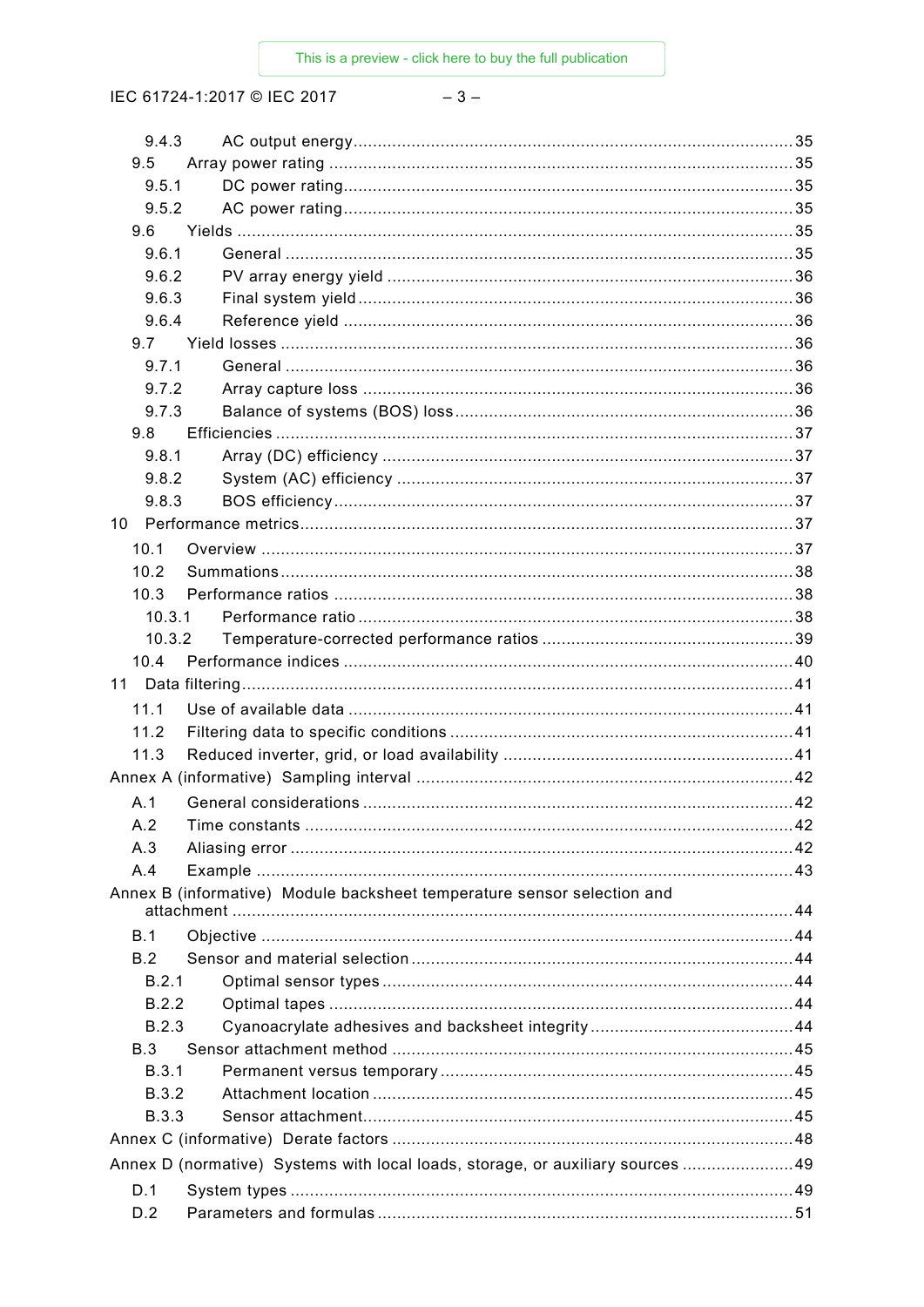9.4.3 AC output energy ........................................................................................ 35

9.5 Array power rating ............................................................................................. 35

9.5.1 DC power rating ........................................................................................ 35

9.5.2 AC power rating ........................................................................................ 35

9.6 Yields ................................................................................................................ 35

9.6.1 General ..................................................................................................... 35

9.6.2 PV array energy yield ................................................................................ 36

9.6.3 Final system yield ..................................................................................... 36

9.6.4 Reference yield ......................................................................................... 36

9.7 Yield losses ....................................................................................................... 36

9.7.1 General ..................................................................................................... 36

9.7.2 Array capture loss ..................................................................................... 36

9.7.3 Balance of systems (BOS) loss .................................................................. 36

9.8 Efficiencies ........................................................................................................ 37

9.8.1 Array (DC) efficiency ................................................................................. 37

9.8.2 System (AC) efficiency .............................................................................. 37

9.8.3 BOS efficiency ........................................................................................... 37

10 Performance metrics ................................................................................................... 37

10.1 Overview ........................................................................................................... 37

10.2 Summations ...................................................................................................... 38

10.3 Performance ratios ............................................................................................ 38

10.3.1 Performance ratio ...................................................................................... 38

10.3.2 Temperature-corrected performance ratios ................................................. 39

10.4 Performance indices .......................................................................................... 40

11 Data filtering ............................................................................................................... 41

11.1 Use of available data ......................................................................................... 41

11.2 Filtering data to specific conditions .................................................................... 41

11.3 Reduced inverter, grid, or load availability ......................................................... 41

Annex A (informative) Sampling interval ........................................................................... 42

A.1 General considerations ...................................................................................... 42

A.2 Time constants .................................................................................................. 42

A.3 Aliasing error ..................................................................................................... 42

A.4 Example ............................................................................................................ 43

Annex B (informative) Module backsheet temperature sensor selection and attachment ................................................................................................................. 44

B.1 Objective ........................................................................................................... 44

B.2 Sensor and material selection ............................................................................ 44

B.2.1 Optimal sensor types ................................................................................. 44

B.2.2 Optimal tapes ............................................................................................ 44

B.2.3 Cyanoacrylate adhesives and backsheet integrity ....................................... 44

B.3 Sensor attachment method ................................................................................ 45

B.3.1 Permanent versus temporary ...................................................................... 45

B.3.2 Attachment location ................................................................................... 45

B.3.3 Sensor attachment ..................................................................................... 45

Annex C (informative) Derate factors ................................................................................ 48

Annex D (normative) Systems with local loads, storage, or auxiliary sources ...................... 49

D.1 System types ..................................................................................................... 49

D.2 Parameters and formulas ................................................................................... 51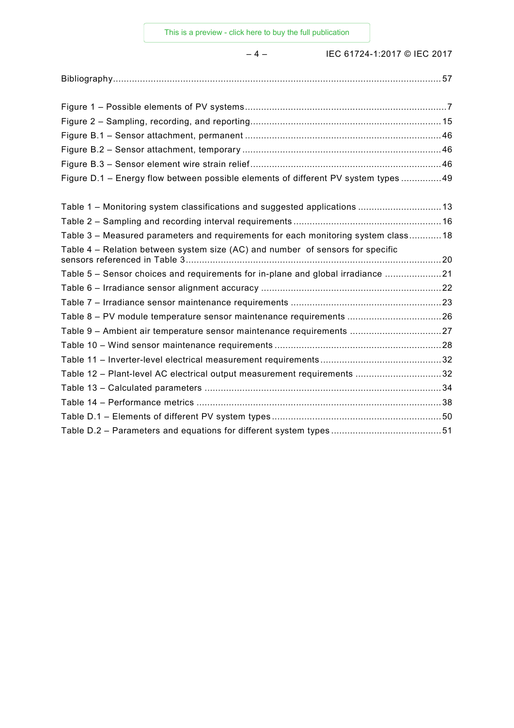Bibliography .......................................................................................................................... 57

Figure 1 – Possible elements of PV systems ........................................................................... 7
Figure 2 – Sampling, recording, and reporting ...................................................................... 15
Figure B.1 – Sensor attachment, permanent ......................................................................... 46
Figure B.2 – Sensor attachment, temporary .......................................................................... 46
Figure B.3 – Sensor element wire strain relief ...................................................................... 46
Figure D.1 – Energy flow between possible elements of different PV system types ............... 49

Table 1 – Monitoring system classifications and suggested applications ............................... 13
Table 2 – Sampling and recording interval requirements ....................................................... 16
Table 3 – Measured parameters and requirements for each monitoring system class ............ 18
Table 4 – Relation between system size (AC) and number of sensors for specific sensors referenced in Table 3 .............................................................................................. 20
Table 5 – Sensor choices and requirements for in-plane and global irradiance ..................... 21
Table 6 – Irradiance sensor alignment accuracy ................................................................... 22
Table 7 – Irradiance sensor maintenance requirements ........................................................ 23
Table 8 – PV module temperature sensor maintenance requirements ................................... 26
Table 9 – Ambient air temperature sensor maintenance requirements .................................. 27
Table 10 – Wind sensor maintenance requirements .............................................................. 28
Table 11 – Inverter-level electrical measurement requirements ............................................. 32
Table 12 – Plant-level AC electrical output measurement requirements ................................ 32
Table 13 – Calculated parameters ........................................................................................ 34
Table 14 – Performance metrics ........................................................................................... 38
Table D.1 – Elements of different PV system types ............................................................... 50
Table D.2 – Parameters and equations for different system types ......................................... 51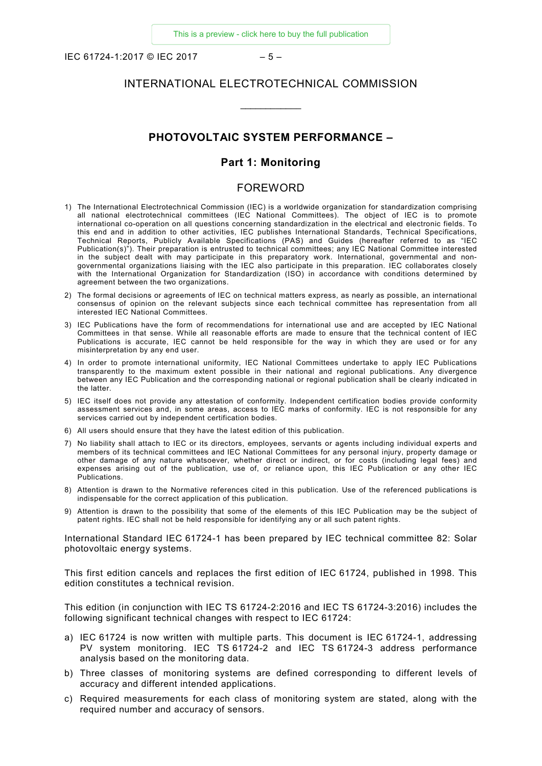# INTERNATIONAL ELECTROTECHNICAL COMMISSION

\_\_\_\_\_\_\_\_\_\_\_\_

## PHOTOVOLTAIC SYSTEM PERFORMANCE –

## Part 1: Monitoring

## FOREWORD

1) The International Electrotechnical Commission (IEC) is a worldwide organization for standardization comprising all national electrotechnical committees (IEC National Committees). The object of IEC is to promote international co-operation on all questions concerning standardization in the electrical and electronic fields. To this end and in addition to other activities, IEC publishes International Standards, Technical Specifications, Technical Reports, Publicly Available Specifications (PAS) and Guides (hereafter referred to as "IEC Publication(s)"). Their preparation is entrusted to technical committees; any IEC National Committee interested in the subject dealt with may participate in this preparatory work. International, governmental and non-governmental organizations liaising with the IEC also participate in this preparation. IEC collaborates closely with the International Organization for Standardization (ISO) in accordance with conditions determined by agreement between the two organizations.
2) The formal decisions or agreements of IEC on technical matters express, as nearly as possible, an international consensus of opinion on the relevant subjects since each technical committee has representation from all interested IEC National Committees.
3) IEC Publications have the form of recommendations for international use and are accepted by IEC National Committees in that sense. While all reasonable efforts are made to ensure that the technical content of IEC Publications is accurate, IEC cannot be held responsible for the way in which they are used or for any misinterpretation by any end user.
4) In order to promote international uniformity, IEC National Committees undertake to apply IEC Publications transparently to the maximum extent possible in their national and regional publications. Any divergence between any IEC Publication and the corresponding national or regional publication shall be clearly indicated in the latter.
5) IEC itself does not provide any attestation of conformity. Independent certification bodies provide conformity assessment services and, in some areas, access to IEC marks of conformity. IEC is not responsible for any services carried out by independent certification bodies.
6) All users should ensure that they have the latest edition of this publication.
7) No liability shall attach to IEC or its directors, employees, servants or agents including individual experts and members of its technical committees and IEC National Committees for any personal injury, property damage or other damage of any nature whatsoever, whether direct or indirect, or for costs (including legal fees) and expenses arising out of the publication, use of, or reliance upon, this IEC Publication or any other IEC Publications.
8) Attention is drawn to the Normative references cited in this publication. Use of the referenced publications is indispensable for the correct application of this publication.
9) Attention is drawn to the possibility that some of the elements of this IEC Publication may be the subject of patent rights. IEC shall not be held responsible for identifying any or all such patent rights.

International Standard IEC 61724-1 has been prepared by IEC technical committee 82: Solar photovoltaic energy systems.

This first edition cancels and replaces the first edition of IEC 61724, published in 1998. This edition constitutes a technical revision.

This edition (in conjunction with IEC TS 61724-2:2016 and IEC TS 61724-3:2016) includes the following significant technical changes with respect to IEC 61724:

a) IEC 61724 is now written with multiple parts. This document is IEC 61724-1, addressing PV system monitoring. IEC TS 61724-2 and IEC TS 61724-3 address performance analysis based on the monitoring data.
b) Three classes of monitoring systems are defined corresponding to different levels of accuracy and different intended applications.
c) Required measurements for each class of monitoring system are stated, along with the required number and accuracy of sensors.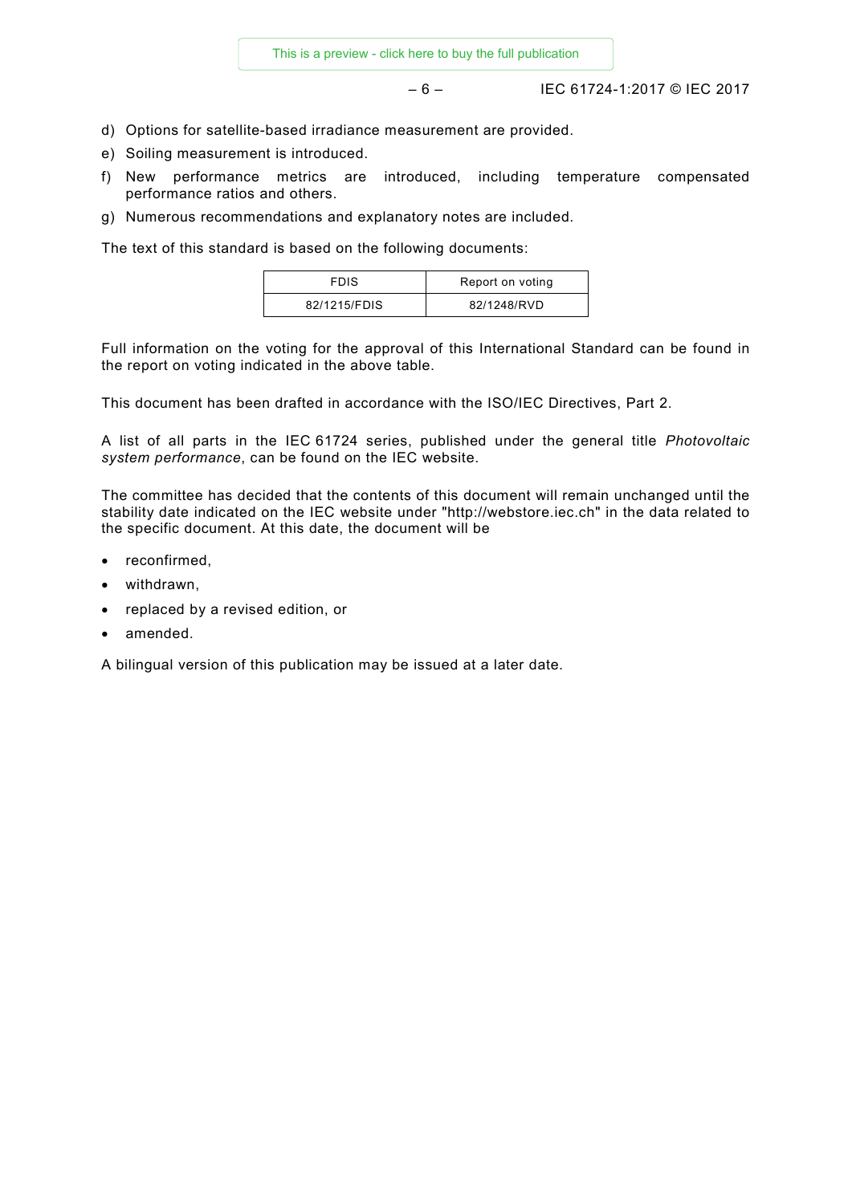d) Options for satellite-based irradiance measurement are provided.
e) Soiling measurement is introduced.
f) New performance metrics are introduced, including temperature compensated performance ratios and others.
g) Numerous recommendations and explanatory notes are included.

The text of this standard is based on the following documents:

| FDIS | Report on voting |
|---|---|
| 82/1215/FDIS | 82/1248/RVD |

Full information on the voting for the approval of this International Standard can be found in the report on voting indicated in the above table.

This document has been drafted in accordance with the ISO/IEC Directives, Part 2.

A list of all parts in the IEC 61724 series, published under the general title *Photovoltaic system performance*, can be found on the IEC website.

The committee has decided that the contents of this document will remain unchanged until the stability date indicated on the IEC website under "http://webstore.iec.ch" in the data related to the specific document. At this date, the document will be

- reconfirmed,
- withdrawn,
- replaced by a revised edition, or
- amended.

A bilingual version of this publication may be issued at a later date.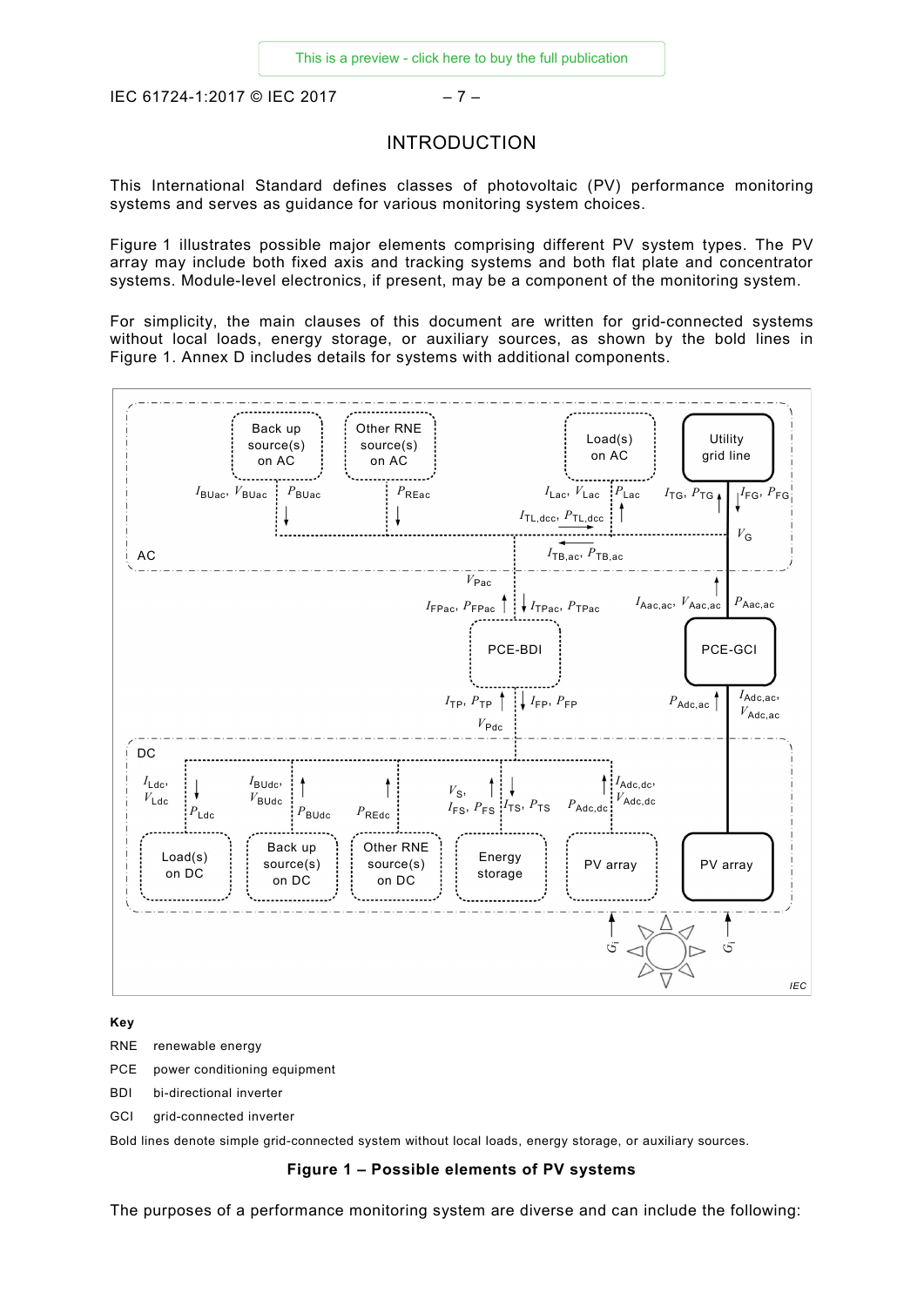# INTRODUCTION

This International Standard defines classes of photovoltaic (PV) performance monitoring systems and serves as guidance for various monitoring system choices.

Figure 1 illustrates possible major elements comprising different PV system types. The PV array may include both fixed axis and tracking systems and both flat plate and concentrator systems. Module-level electronics, if present, may be a component of the monitoring system.

For simplicity, the main clauses of this document are written for grid-connected systems without local loads, energy storage, or auxiliary sources, as shown by the bold lines in Figure 1. Annex D includes details for systems with additional components.

**Key**

RNE renewable energy

PCE power conditioning equipment

BDI bi-directional inverter

GCI grid-connected inverter

Bold lines denote simple grid-connected system without local loads, energy storage, or auxiliary sources.

**Figure 1 – Possible elements of PV systems**

The purposes of a performance monitoring system are diverse and can include the following: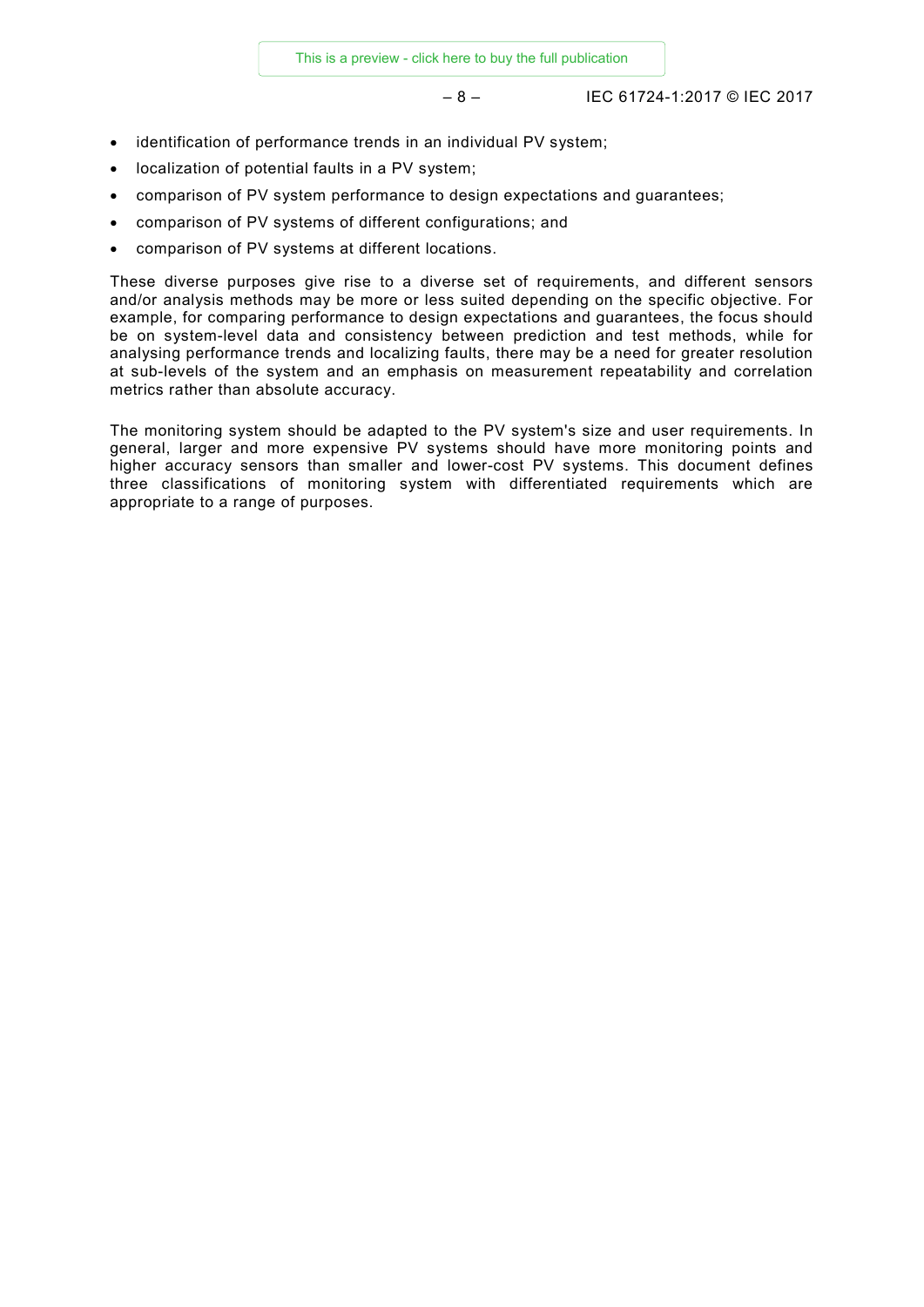- identification of performance trends in an individual PV system;
- localization of potential faults in a PV system;
- comparison of PV system performance to design expectations and guarantees;
- comparison of PV systems of different configurations; and
- comparison of PV systems at different locations.

These diverse purposes give rise to a diverse set of requirements, and different sensors and/or analysis methods may be more or less suited depending on the specific objective. For example, for comparing performance to design expectations and guarantees, the focus should be on system-level data and consistency between prediction and test methods, while for analysing performance trends and localizing faults, there may be a need for greater resolution at sub-levels of the system and an emphasis on measurement repeatability and correlation metrics rather than absolute accuracy.

The monitoring system should be adapted to the PV system's size and user requirements. In general, larger and more expensive PV systems should have more monitoring points and higher accuracy sensors than smaller and lower-cost PV systems. This document defines three classifications of monitoring system with differentiated requirements which are appropriate to a range of purposes.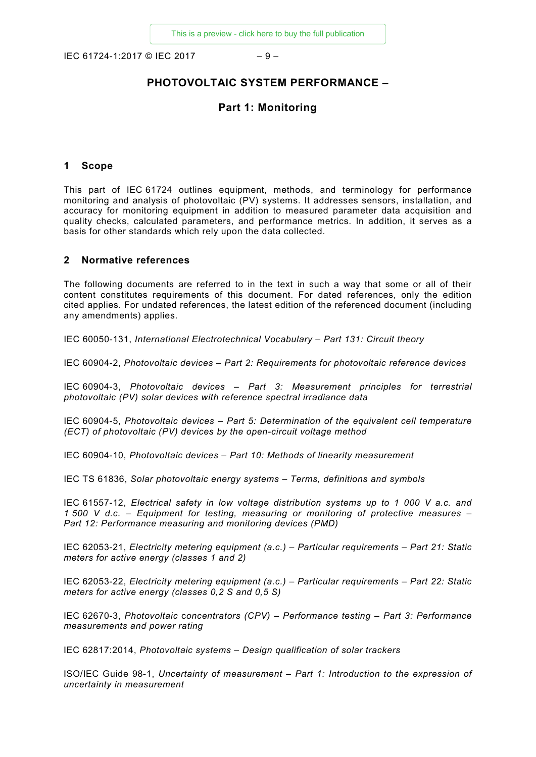# PHOTOVOLTAIC SYSTEM PERFORMANCE –

## Part 1: Monitoring

## 1 Scope

This part of IEC 61724 outlines equipment, methods, and terminology for performance monitoring and analysis of photovoltaic (PV) systems. It addresses sensors, installation, and accuracy for monitoring equipment in addition to measured parameter data acquisition and quality checks, calculated parameters, and performance metrics. In addition, it serves as a basis for other standards which rely upon the data collected.

## 2 Normative references

The following documents are referred to in the text in such a way that some or all of their content constitutes requirements of this document. For dated references, only the edition cited applies. For undated references, the latest edition of the referenced document (including any amendments) applies.

IEC 60050-131, *International Electrotechnical Vocabulary – Part 131: Circuit theory*

IEC 60904-2, *Photovoltaic devices – Part 2: Requirements for photovoltaic reference devices*

IEC 60904-3, *Photovoltaic devices – Part 3: Measurement principles for terrestrial photovoltaic (PV) solar devices with reference spectral irradiance data*

IEC 60904-5, *Photovoltaic devices – Part 5: Determination of the equivalent cell temperature (ECT) of photovoltaic (PV) devices by the open-circuit voltage method*

IEC 60904-10, *Photovoltaic devices – Part 10: Methods of linearity measurement*

IEC TS 61836, *Solar photovoltaic energy systems – Terms, definitions and symbols*

IEC 61557-12, *Electrical safety in low voltage distribution systems up to 1 000 V a.c. and 1 500 V d.c. – Equipment for testing, measuring or monitoring of protective measures – Part 12: Performance measuring and monitoring devices (PMD)*

IEC 62053-21, *Electricity metering equipment (a.c.) – Particular requirements – Part 21: Static meters for active energy (classes 1 and 2)*

IEC 62053-22, *Electricity metering equipment (a.c.) – Particular requirements – Part 22: Static meters for active energy (classes 0,2 S and 0,5 S)*

IEC 62670-3, *Photovoltaic concentrators (CPV) – Performance testing – Part 3: Performance measurements and power rating*

IEC 62817:2014, *Photovoltaic systems – Design qualification of solar trackers*

ISO/IEC Guide 98-1, *Uncertainty of measurement – Part 1: Introduction to the expression of uncertainty in measurement*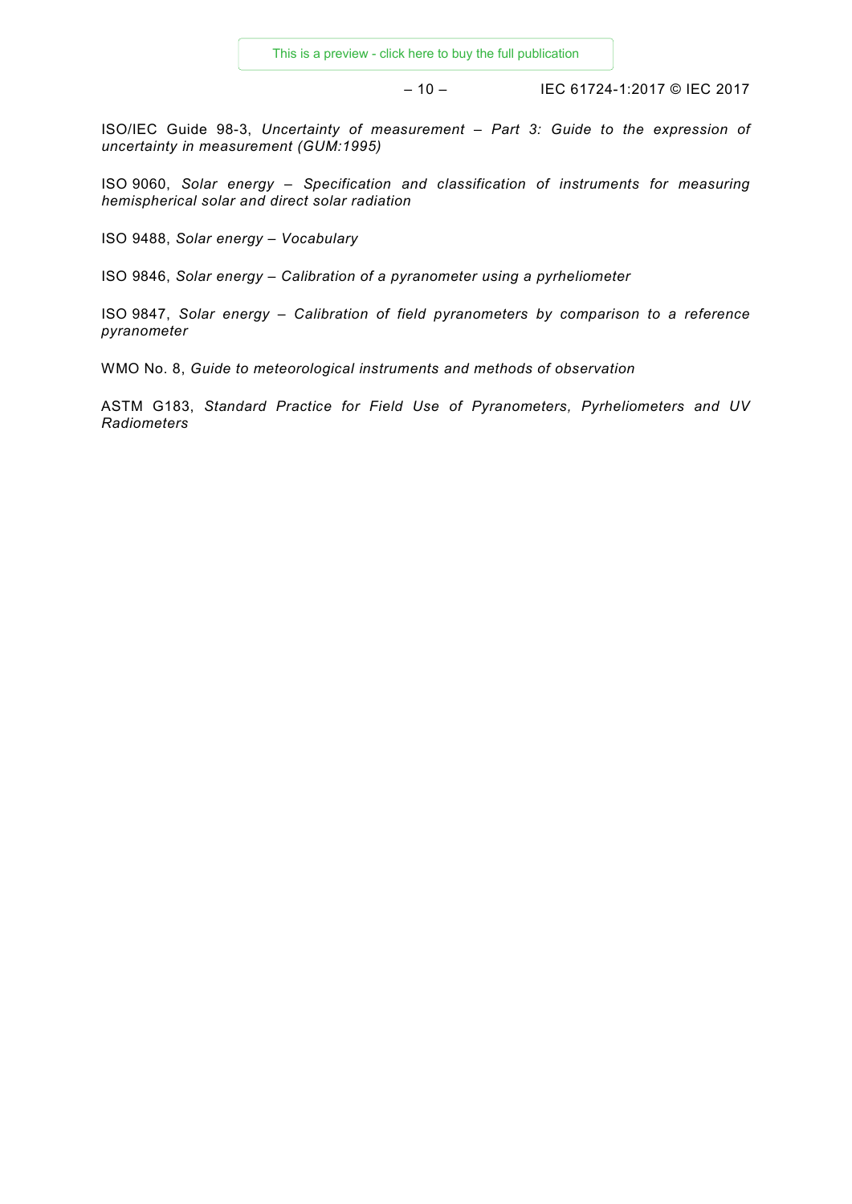ISO/IEC Guide 98-3, *Uncertainty of measurement – Part 3: Guide to the expression of uncertainty in measurement (GUM:1995)*

ISO 9060, *Solar energy – Specification and classification of instruments for measuring hemispherical solar and direct solar radiation*

ISO 9488, *Solar energy – Vocabulary*

ISO 9846, *Solar energy – Calibration of a pyranometer using a pyrheliometer*

ISO 9847, *Solar energy – Calibration of field pyranometers by comparison to a reference pyranometer*

WMO No. 8, *Guide to meteorological instruments and methods of observation*

ASTM G183, *Standard Practice for Field Use of Pyranometers, Pyrheliometers and UV Radiometers*